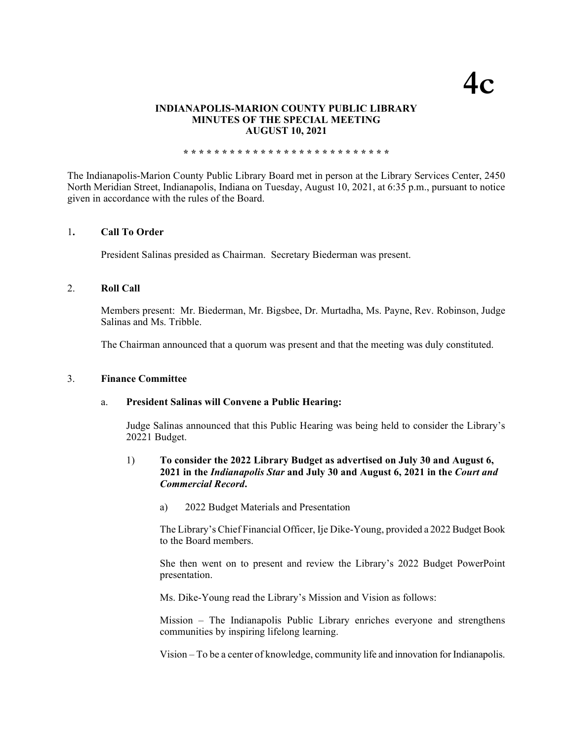# 4c

**INDIANAPOLIS-MARION COUNTY PUBLIC LIBRARY**
**MINUTES OF THE SPECIAL MEETING**
**AUGUST 10, 2021**

**\* \* \* \* \* \* \* \* \* \* \* \* \* \* \* \* \* \* \* \* \* \* \* \* \* \* \***

The Indianapolis-Marion County Public Library Board met in person at the Library Services Center, 2450 North Meridian Street, Indianapolis, Indiana on Tuesday, August 10, 2021, at 6:35 p.m., pursuant to notice given in accordance with the rules of the Board.

1. **Call To Order**

   President Salinas presided as Chairman. Secretary Biederman was present.

2. **Roll Call**

   Members present: Mr. Biederman, Mr. Bigsbee, Dr. Murtadha, Ms. Payne, Rev. Robinson, Judge Salinas and Ms. Tribble.

   The Chairman announced that a quorum was present and that the meeting was duly constituted.

3. **Finance Committee**

   a. **President Salinas will Convene a Public Hearing:**

   Judge Salinas announced that this Public Hearing was being held to consider the Library's 20221 Budget.

   1) **To consider the 2022 Library Budget as advertised on July 30 and August 6, 2021 in the *Indianapolis Star* and July 30 and August 6, 2021 in the *Court and Commercial Record*.**

      a) 2022 Budget Materials and Presentation

      The Library's Chief Financial Officer, Ije Dike-Young, provided a 2022 Budget Book to the Board members.

      She then went on to present and review the Library's 2022 Budget PowerPoint presentation.

      Ms. Dike-Young read the Library's Mission and Vision as follows:

      Mission – The Indianapolis Public Library enriches everyone and strengthens communities by inspiring lifelong learning.

      Vision – To be a center of knowledge, community life and innovation for Indianapolis.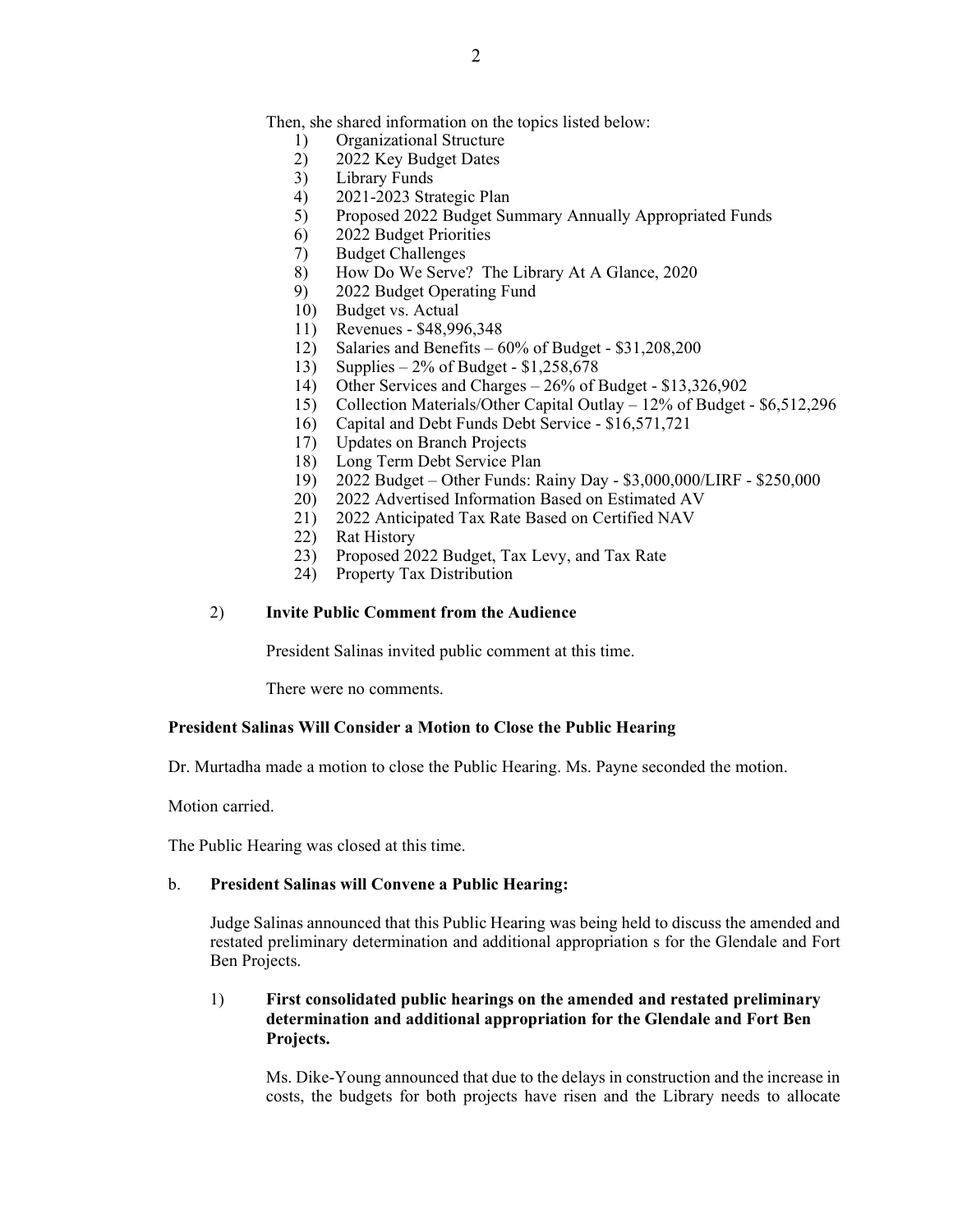Then, she shared information on the topics listed below:

1) Organizational Structure
2) 2022 Key Budget Dates
3) Library Funds
4) 2021-2023 Strategic Plan
5) Proposed 2022 Budget Summary Annually Appropriated Funds
6) 2022 Budget Priorities
7) Budget Challenges
8) How Do We Serve? The Library At A Glance, 2020
9) 2022 Budget Operating Fund
10) Budget vs. Actual
11) Revenues - $48,996,348
12) Salaries and Benefits – 60% of Budget - $31,208,200
13) Supplies – 2% of Budget - $1,258,678
14) Other Services and Charges – 26% of Budget - $13,326,902
15) Collection Materials/Other Capital Outlay – 12% of Budget - $6,512,296
16) Capital and Debt Funds Debt Service - $16,571,721
17) Updates on Branch Projects
18) Long Term Debt Service Plan
19) 2022 Budget – Other Funds: Rainy Day - $3,000,000/LIRF - $250,000
20) 2022 Advertised Information Based on Estimated AV
21) 2022 Anticipated Tax Rate Based on Certified NAV
22) Rat History
23) Proposed 2022 Budget, Tax Levy, and Tax Rate
24) Property Tax Distribution

2) **Invite Public Comment from the Audience**

President Salinas invited public comment at this time.

There were no comments.

**President Salinas Will Consider a Motion to Close the Public Hearing**

Dr. Murtadha made a motion to close the Public Hearing. Ms. Payne seconded the motion.

Motion carried.

The Public Hearing was closed at this time.

b. **President Salinas will Convene a Public Hearing:**

Judge Salinas announced that this Public Hearing was being held to discuss the amended and restated preliminary determination and additional appropriation s for the Glendale and Fort Ben Projects.

1) **First consolidated public hearings on the amended and restated preliminary determination and additional appropriation for the Glendale and Fort Ben Projects.**

Ms. Dike-Young announced that due to the delays in construction and the increase in costs, the budgets for both projects have risen and the Library needs to allocate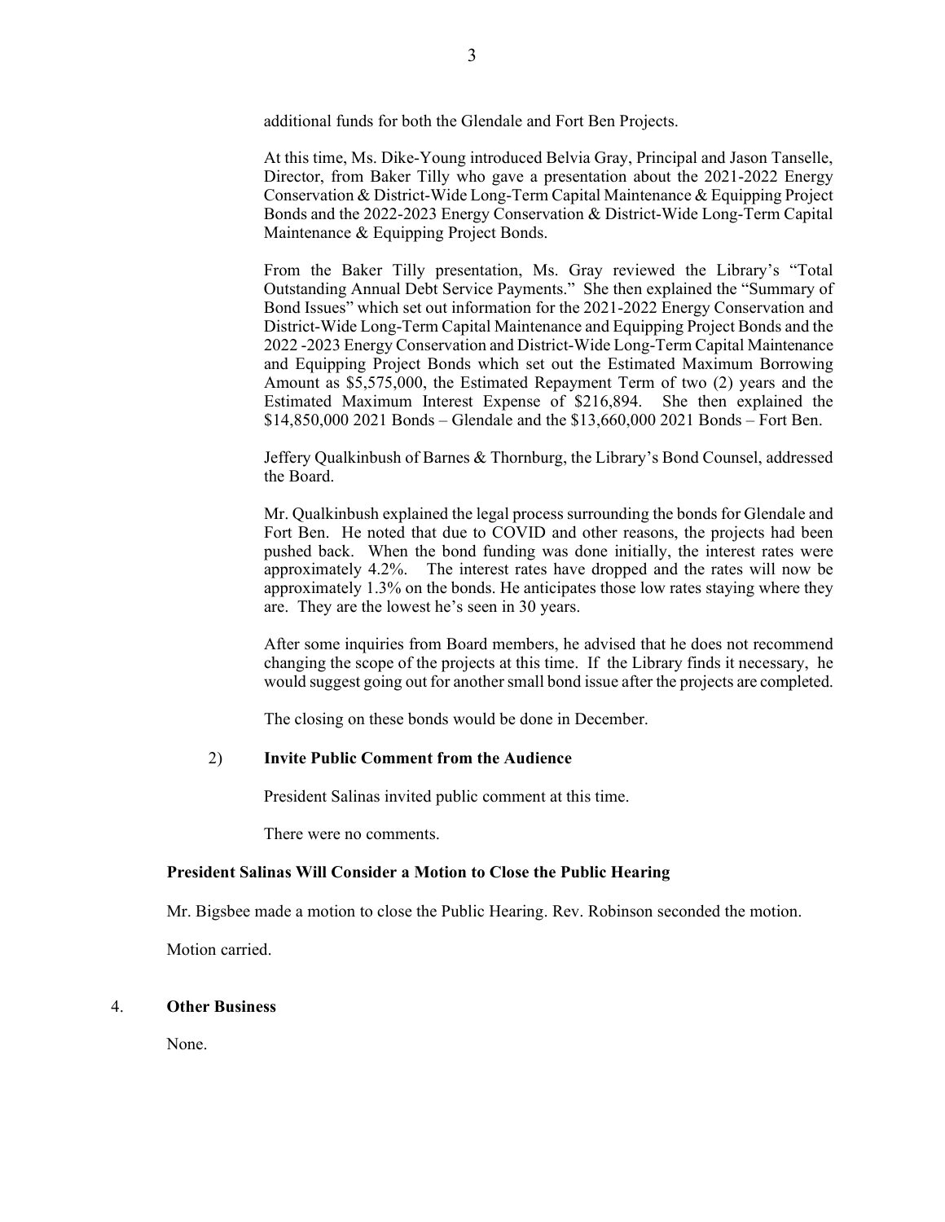additional funds for both the Glendale and Fort Ben Projects.

At this time, Ms. Dike-Young introduced Belvia Gray, Principal and Jason Tanselle, Director, from Baker Tilly who gave a presentation about the 2021-2022 Energy Conservation & District-Wide Long-Term Capital Maintenance & Equipping Project Bonds and the 2022-2023 Energy Conservation & District-Wide Long-Term Capital Maintenance & Equipping Project Bonds.

From the Baker Tilly presentation, Ms. Gray reviewed the Library's "Total Outstanding Annual Debt Service Payments." She then explained the "Summary of Bond Issues" which set out information for the 2021-2022 Energy Conservation and District-Wide Long-Term Capital Maintenance and Equipping Project Bonds and the 2022 -2023 Energy Conservation and District-Wide Long-Term Capital Maintenance and Equipping Project Bonds which set out the Estimated Maximum Borrowing Amount as $5,575,000, the Estimated Repayment Term of two (2) years and the Estimated Maximum Interest Expense of $216,894. She then explained the $14,850,000 2021 Bonds – Glendale and the $13,660,000 2021 Bonds – Fort Ben.

Jeffery Qualkinbush of Barnes & Thornburg, the Library's Bond Counsel, addressed the Board.

Mr. Qualkinbush explained the legal process surrounding the bonds for Glendale and Fort Ben. He noted that due to COVID and other reasons, the projects had been pushed back. When the bond funding was done initially, the interest rates were approximately 4.2%. The interest rates have dropped and the rates will now be approximately 1.3% on the bonds. He anticipates those low rates staying where they are. They are the lowest he's seen in 30 years.

After some inquiries from Board members, he advised that he does not recommend changing the scope of the projects at this time. If the Library finds it necessary, he would suggest going out for another small bond issue after the projects are completed.

The closing on these bonds would be done in December.

2) **Invite Public Comment from the Audience**

President Salinas invited public comment at this time.

There were no comments.

**President Salinas Will Consider a Motion to Close the Public Hearing**

Mr. Bigsbee made a motion to close the Public Hearing. Rev. Robinson seconded the motion.

Motion carried.

4. **Other Business**

None.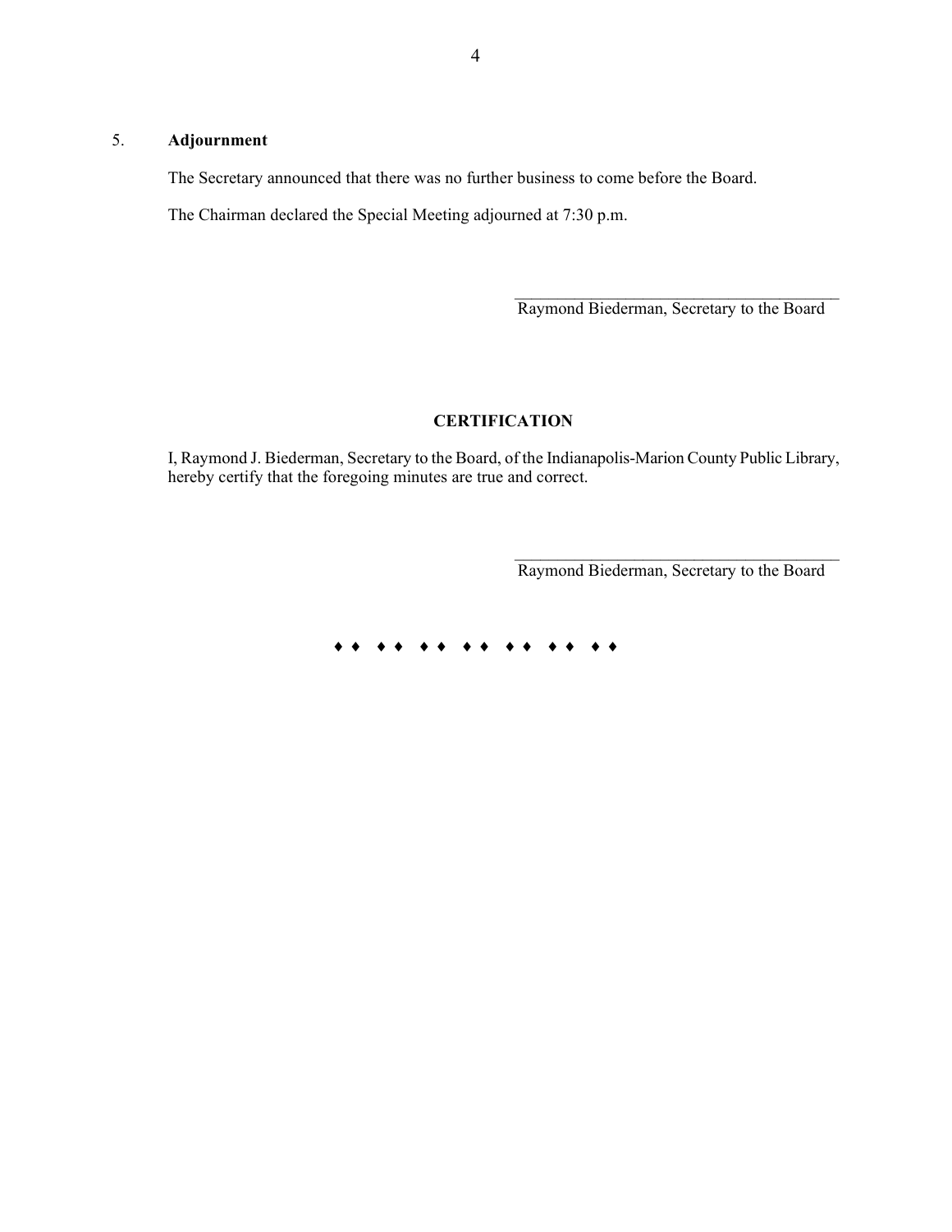5. **Adjournment**

The Secretary announced that there was no further business to come before the Board.

The Chairman declared the Special Meeting adjourned at 7:30 p.m.

\_\_\_\_\_\_\_\_\_\_\_\_\_\_\_\_\_\_\_\_\_\_\_\_\_\_\_\_\_\_\_\_\_\_\_\_\_\_\_\_

Raymond Biederman, Secretary to the Board

**CERTIFICATION**

I, Raymond J. Biederman, Secretary to the Board, of the Indianapolis-Marion County Public Library, hereby certify that the foregoing minutes are true and correct.

\_\_\_\_\_\_\_\_\_\_\_\_\_\_\_\_\_\_\_\_\_\_\_\_\_\_\_\_\_\_\_\_\_\_\_\_\_\_\_\_

Raymond Biederman, Secretary to the Board

♦♦ ♦♦ ♦♦ ♦♦ ♦♦ ♦♦ ♦♦